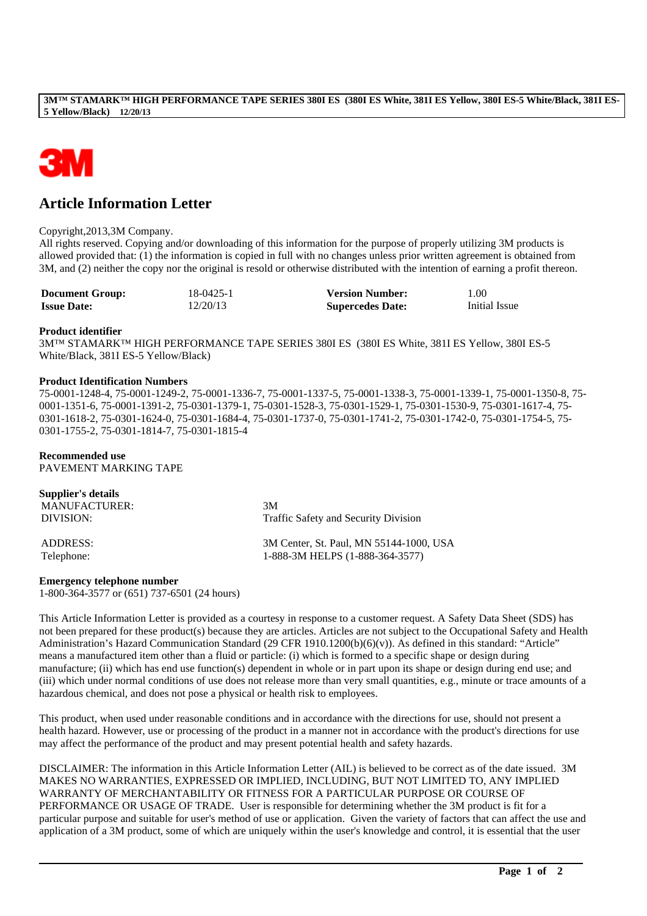# Article Information Letter

Copyright,2013,3M Company.
All rights reserved. Copying and/or downloading of this information for the purpose of properly utilizing 3M products is allowed provided that: (1) the information is copied in full with no changes unless prior written agreement is obtained from 3M, and (2) neither the copy nor the original is resold or otherwise distributed with the intention of earning a profit thereon.

| | | | |
|---|---|---|---|
| **Document Group:** | 18-0425-1 | **Version Number:** | 1.00 |
| **Issue Date:** | 12/20/13 | **Supercedes Date:** | Initial Issue |

**Product identifier**
3M™ STAMARK™ HIGH PERFORMANCE TAPE SERIES 380I ES (380I ES White, 381I ES Yellow, 380I ES-5 White/Black, 381I ES-5 Yellow/Black)

**Product Identification Numbers**
75-0001-1248-4, 75-0001-1249-2, 75-0001-1336-7, 75-0001-1337-5, 75-0001-1338-3, 75-0001-1339-1, 75-0001-1350-8, 75-0001-1351-6, 75-0001-1391-2, 75-0301-1379-1, 75-0301-1528-3, 75-0301-1529-1, 75-0301-1530-9, 75-0301-1617-4, 75-0301-1618-2, 75-0301-1624-0, 75-0301-1684-4, 75-0301-1737-0, 75-0301-1741-2, 75-0301-1742-0, 75-0301-1754-5, 75-0301-1755-2, 75-0301-1814-7, 75-0301-1815-4

**Recommended use**
PAVEMENT MARKING TAPE

**Supplier's details**

| | |
|---|---|
| MANUFACTURER: | 3M |
| DIVISION: | Traffic Safety and Security Division |
| ADDRESS: | 3M Center, St. Paul, MN 55144-1000, USA |
| Telephone: | 1-888-3M HELPS (1-888-364-3577) |

**Emergency telephone number**
1-800-364-3577 or (651) 737-6501 (24 hours)

This Article Information Letter is provided as a courtesy in response to a customer request. A Safety Data Sheet (SDS) has not been prepared for these product(s) because they are articles. Articles are not subject to the Occupational Safety and Health Administration's Hazard Communication Standard (29 CFR 1910.1200(b)(6)(v)). As defined in this standard: "Article" means a manufactured item other than a fluid or particle: (i) which is formed to a specific shape or design during manufacture; (ii) which has end use function(s) dependent in whole or in part upon its shape or design during end use; and (iii) which under normal conditions of use does not release more than very small quantities, e.g., minute or trace amounts of a hazardous chemical, and does not pose a physical or health risk to employees.

This product, when used under reasonable conditions and in accordance with the directions for use, should not present a health hazard. However, use or processing of the product in a manner not in accordance with the product's directions for use may affect the performance of the product and may present potential health and safety hazards.

DISCLAIMER: The information in this Article Information Letter (AIL) is believed to be correct as of the date issued. 3M MAKES NO WARRANTIES, EXPRESSED OR IMPLIED, INCLUDING, BUT NOT LIMITED TO, ANY IMPLIED WARRANTY OF MERCHANTABILITY OR FITNESS FOR A PARTICULAR PURPOSE OR COURSE OF PERFORMANCE OR USAGE OF TRADE. User is responsible for determining whether the 3M product is fit for a particular purpose and suitable for user's method of use or application. Given the variety of factors that can affect the use and application of a 3M product, some of which are uniquely within the user's knowledge and control, it is essential that the user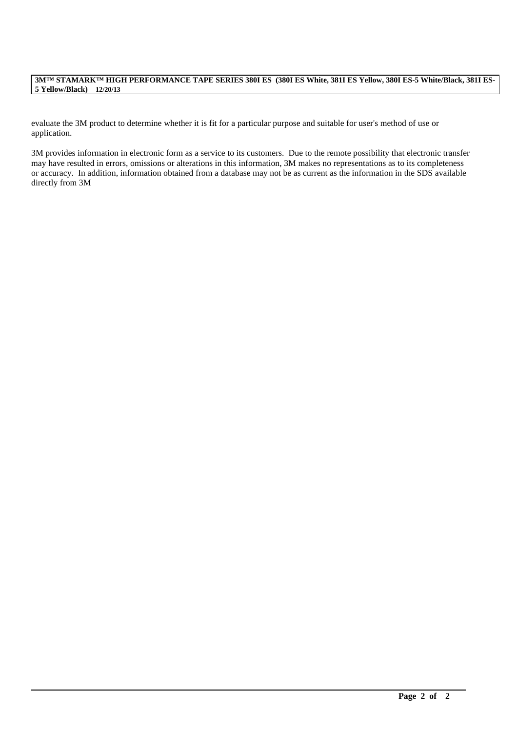evaluate the 3M product to determine whether it is fit for a particular purpose and suitable for user's method of use or application.

3M provides information in electronic form as a service to its customers. Due to the remote possibility that electronic transfer may have resulted in errors, omissions or alterations in this information, 3M makes no representations as to its completeness or accuracy. In addition, information obtained from a database may not be as current as the information in the SDS available directly from 3M